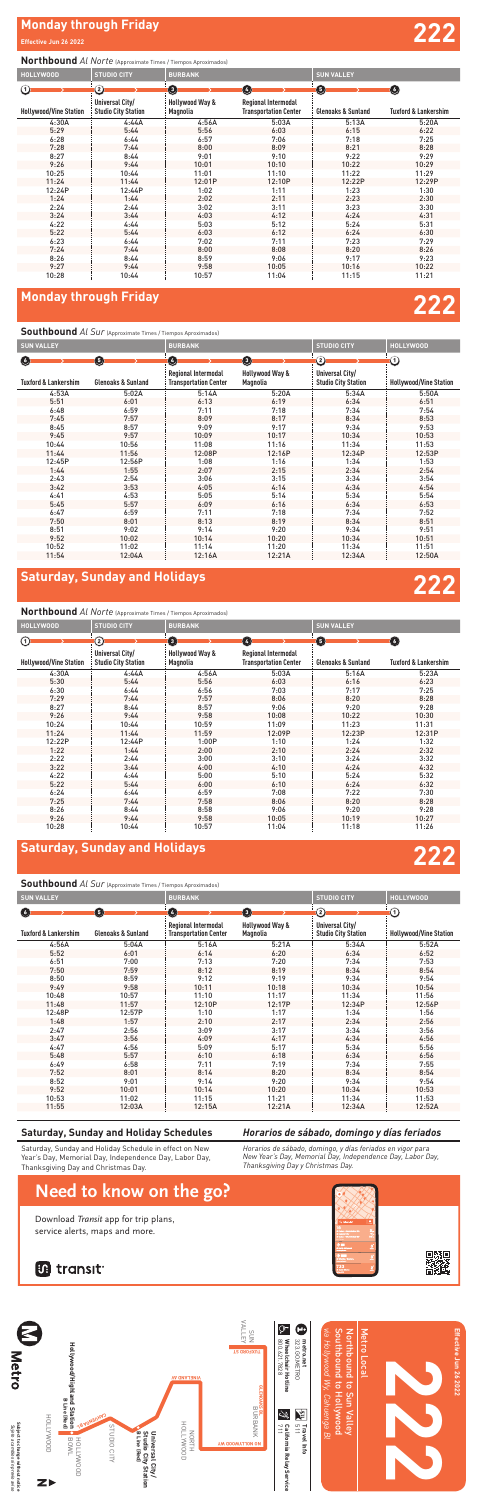# Monday through Friday

Effective Jun 26 2022

222

## Northbound *Al Norte* (Approximate Times / Tiempos Aproximados)

| HOLLYWOOD | STUDIO CITY | BURBANK | | SUN VALLEY | |
|---|---|---|---|---|---|
| 1 | 2 | 3 | 4 | 5 | 6 |
| Hollywood/Vine Station | Universal City/ Studio City Station | Hollywood Way & Magnolia | Regional Intermodal Transportation Center | Glenoaks & Sunland | Tuxford & Lankershim |
| 4:30A | 4:44A | 4:56A | 5:03A | 5:13A | 5:20A |
| 5:29 | 5:44 | 5:56 | 6:03 | 6:15 | 6:22 |
| 6:28 | 6:44 | 6:57 | 7:06 | 7:18 | 7:25 |
| 7:28 | 7:44 | 8:00 | 8:09 | 8:21 | 8:28 |
| 8:27 | 8:44 | 9:01 | 9:10 | 9:22 | 9:29 |
| 9:26 | 9:44 | 10:01 | 10:10 | 10:22 | 10:29 |
| 10:25 | 10:44 | 11:01 | 11:10 | 11:22 | 11:29 |
| 11:24 | 11:44 | 12:01P | 12:10P | 12:22P | 12:29P |
| 12:24P | 12:44P | 1:02 | 1:11 | 1:23 | 1:30 |
| 1:24 | 1:44 | 2:02 | 2:11 | 2:23 | 2:30 |
| 2:24 | 2:44 | 3:02 | 3:11 | 3:23 | 3:30 |
| 3:24 | 3:44 | 4:03 | 4:12 | 4:24 | 4:31 |
| 4:22 | 4:44 | 5:03 | 5:12 | 5:24 | 5:31 |
| 5:22 | 5:44 | 6:03 | 6:12 | 6:24 | 6:30 |
| 6:23 | 6:44 | 7:02 | 7:11 | 7:23 | 7:29 |
| 7:24 | 7:44 | 8:00 | 8:08 | 8:20 | 8:26 |
| 8:26 | 8:44 | 8:59 | 9:06 | 9:17 | 9:23 |
| 9:27 | 9:44 | 9:58 | 10:05 | 10:16 | 10:22 |
| 10:28 | 10:44 | 10:57 | 11:04 | 11:15 | 11:21 |

# Monday through Friday

222

## Southbound *Al Sur* (Approximate Times / Tiempos Aproximados)

| SUN VALLEY | | BURBANK | | STUDIO CITY | HOLLYWOOD |
|---|---|---|---|---|---|
| 6 | 5 | 4 | 3 | 2 | 1 |
| Tuxford & Lankershim | Glenoaks & Sunland | Regional Intermodal Transportation Center | Hollywood Way & Magnolia | Universal City/ Studio City Station | Hollywood/Vine Station |
| 4:53A | 5:02A | 5:14A | 5:20A | 5:34A | 5:50A |
| 5:51 | 6:01 | 6:13 | 6:19 | 6:34 | 6:51 |
| 6:48 | 6:59 | 7:11 | 7:18 | 7:34 | 7:54 |
| 7:45 | 7:57 | 8:09 | 8:17 | 8:34 | 8:53 |
| 8:45 | 8:57 | 9:09 | 9:17 | 9:34 | 9:53 |
| 9:45 | 9:57 | 10:09 | 10:17 | 10:34 | 10:53 |
| 10:44 | 10:56 | 11:08 | 11:16 | 11:34 | 11:53 |
| 11:44 | 11:56 | 12:08P | 12:16P | 12:34P | 12:53P |
| 12:45P | 12:56P | 1:08 | 1:16 | 1:34 | 1:53 |
| 1:44 | 1:55 | 2:07 | 2:15 | 2:34 | 2:54 |
| 2:43 | 2:54 | 3:06 | 3:15 | 3:34 | 3:54 |
| 3:42 | 3:53 | 4:05 | 4:14 | 4:34 | 4:54 |
| 4:41 | 4:53 | 5:05 | 5:14 | 5:34 | 5:54 |
| 5:45 | 5:57 | 6:09 | 6:16 | 6:34 | 6:53 |
| 6:47 | 6:59 | 7:11 | 7:18 | 7:34 | 7:52 |
| 7:50 | 8:01 | 8:13 | 8:19 | 8:34 | 8:51 |
| 8:51 | 9:02 | 9:14 | 9:20 | 9:34 | 9:51 |
| 9:52 | 10:02 | 10:14 | 10:20 | 10:34 | 10:51 |
| 10:52 | 11:02 | 11:14 | 11:20 | 11:34 | 11:51 |
| 11:54 | 12:04A | 12:16A | 12:21A | 12:34A | 12:50A |

# Saturday, Sunday and Holidays

222

## Northbound *Al Norte* (Approximate Times / Tiempos Aproximados)

| HOLLYWOOD | STUDIO CITY | BURBANK | | SUN VALLEY | |
|---|---|---|---|---|---|
| 1 | 2 | 3 | 4 | 5 | 6 |
| Hollywood/Vine Station | Universal City/ Studio City Station | Hollywood Way & Magnolia | Regional Intermodal Transportation Center | Glenoaks & Sunland | Tuxford & Lankershim |
| 4:30A | 4:44A | 4:56A | 5:03A | 5:16A | 5:23A |
| 5:30 | 5:44 | 5:56 | 6:03 | 6:16 | 6:23 |
| 6:30 | 6:44 | 6:56 | 7:03 | 7:17 | 7:25 |
| 7:29 | 7:44 | 7:57 | 8:06 | 8:20 | 8:28 |
| 8:27 | 8:44 | 8:57 | 9:06 | 9:20 | 9:28 |
| 9:26 | 9:44 | 9:58 | 10:08 | 10:22 | 10:30 |
| 10:24 | 10:44 | 10:59 | 11:09 | 11:23 | 11:31 |
| 11:24 | 11:44 | 11:59 | 12:09P | 12:23P | 12:31P |
| 12:22P | 12:44P | 1:00P | 1:10 | 1:24 | 1:32 |
| 1:22 | 1:44 | 2:00 | 2:10 | 2:24 | 2:32 |
| 2:22 | 2:44 | 3:00 | 3:10 | 3:24 | 3:32 |
| 3:22 | 3:44 | 4:00 | 4:10 | 4:24 | 4:32 |
| 4:22 | 4:44 | 5:00 | 5:10 | 5:24 | 5:32 |
| 5:22 | 5:44 | 6:00 | 6:10 | 6:24 | 6:32 |
| 6:24 | 6:44 | 6:59 | 7:08 | 7:22 | 7:30 |
| 7:25 | 7:44 | 7:58 | 8:06 | 8:20 | 8:28 |
| 8:26 | 8:44 | 8:58 | 9:06 | 9:20 | 9:28 |
| 9:26 | 9:44 | 9:58 | 10:05 | 10:19 | 10:27 |
| 10:28 | 10:44 | 10:57 | 11:04 | 11:18 | 11:26 |

# Saturday, Sunday and Holidays

222

## Southbound *Al Sur* (Approximate Times / Tiempos Aproximados)

| SUN VALLEY | | BURBANK | | STUDIO CITY | HOLLYWOOD |
|---|---|---|---|---|---|
| 6 | 5 | 4 | 3 | 2 | 1 |
| Tuxford & Lankershim | Glenoaks & Sunland | Regional Intermodal Transportation Center | Hollywood Way & Magnolia | Universal City/ Studio City Station | Hollywood/Vine Station |
| 4:56A | 5:04A | 5:16A | 5:21A | 5:34A | 5:52A |
| 5:52 | 6:01 | 6:14 | 6:20 | 6:34 | 6:52 |
| 6:51 | 7:00 | 7:13 | 7:20 | 7:34 | 7:53 |
| 7:50 | 7:59 | 8:12 | 8:19 | 8:34 | 8:54 |
| 8:50 | 8:59 | 9:12 | 9:19 | 9:34 | 9:54 |
| 9:49 | 9:58 | 10:11 | 10:18 | 10:34 | 10:54 |
| 10:48 | 10:57 | 11:10 | 11:17 | 11:34 | 11:56 |
| 11:48 | 11:57 | 12:10P | 12:17P | 12:34P | 12:56P |
| 12:48P | 12:57P | 1:10 | 1:17 | 1:34 | 1:56 |
| 1:48 | 1:57 | 2:10 | 2:17 | 2:34 | 2:56 |
| 2:47 | 2:56 | 3:09 | 3:17 | 3:34 | 3:56 |
| 3:47 | 3:56 | 4:09 | 4:17 | 4:34 | 4:56 |
| 4:47 | 4:56 | 5:09 | 5:17 | 5:34 | 5:56 |
| 5:48 | 5:57 | 6:10 | 6:18 | 6:34 | 6:56 |
| 6:49 | 6:58 | 7:11 | 7:19 | 7:34 | 7:55 |
| 7:52 | 8:01 | 8:14 | 8:20 | 8:34 | 8:54 |
| 8:52 | 9:01 | 9:14 | 9:20 | 9:34 | 9:54 |
| 9:52 | 10:01 | 10:14 | 10:20 | 10:34 | 10:53 |
| 10:53 | 11:02 | 11:15 | 11:21 | 11:34 | 11:53 |
| 11:55 | 12:03A | 12:15A | 12:21A | 12:34A | 12:52A |

### Saturday, Sunday and Holiday Schedules

Saturday, Sunday and Holiday Schedule in effect on New Year's Day, Memorial Day, Independence Day, Labor Day, Thanksgiving Day and Christmas Day.

### *Horarios de sábado, domingo y días feriados*

*Horarios de sábado, domingo, y días feriados en vigor para New Year's Day, Memorial Day, Independence Day, Labor Day, Thanksgiving Day y Christmas Day.*

## Need to know on the go?

Download *Transit* app for trip plans, service alerts, maps and more.

transit

**Metro Local 222**

Northbound to Sun Valley
Southbound to Hollywood
*via Hollywood Wy, Cahuenga Bl*

Effective Jun 26 2022

Info: 323.GO.METRO
Wheelchair Hotline: 800.621.7828
Travel Info: 511
California Relay Service: 711

Subject to change without notice
Sujeto a cambios sin previo aviso

Metro

Hollywood/Highland Station (B Line (Red)) · HOLLYWOOD · STUDIO CITY · Universal City/Studio City Station (B Line (Red)) · NORTH HOLLYWOOD · BURBANK · SUN VALLEY · TUXFORD ST · HOLLYWOOD WY · VINELAND AV · CAHUENGA · LANKERSHIM BL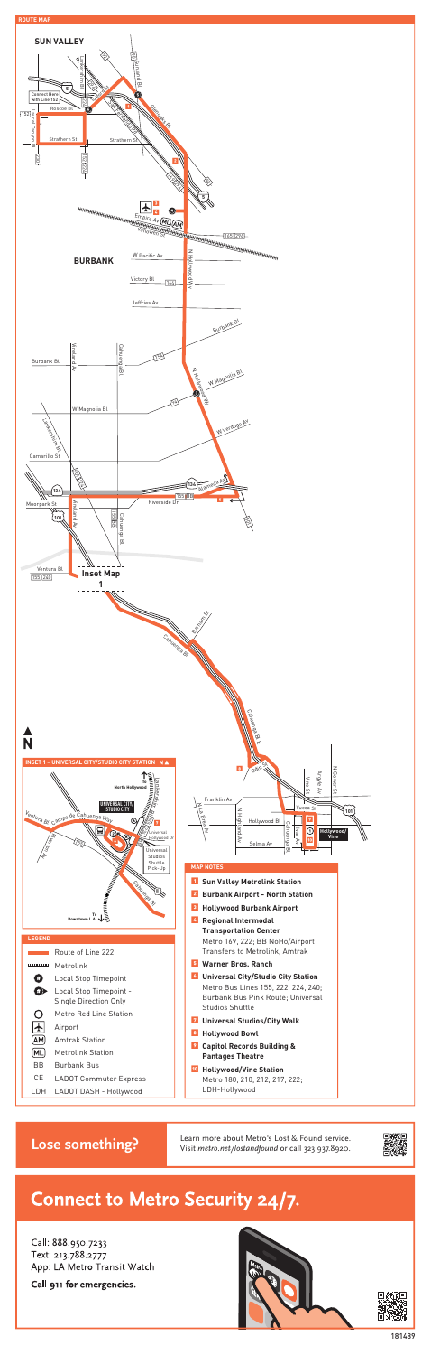ROUTE MAP

SUN VALLEY

BURBANK

Inset Map 1

INSET 1 – UNIVERSAL CITY/STUDIO CITY STATION

## LEGEND

- Route of Line 222
- Metrolink
- Local Stop Timepoint
- Local Stop Timepoint - Single Direction Only
- Metro Red Line Station
- Airport
- AM Amtrak Station
- ML Metrolink Station
- BB Burbank Bus
- CE LADOT Commuter Express
- LDH LADOT DASH - Hollywood

## MAP NOTES

1. **Sun Valley Metrolink Station**
2. **Burbank Airport - North Station**
3. **Hollywood Burbank Airport**
4. **Regional Intermodal Transportation Center**
   Metro 169, 222; BB NoHo/Airport
   Transfers to Metrolink, Amtrak
5. **Warner Bros. Ranch**
6. **Universal City/Studio City Station**
   Metro Bus Lines 155, 222, 224, 240; Burbank Bus Pink Route; Universal Studios Shuttle
7. **Universal Studios/City Walk**
8. **Hollywood Bowl**
9. **Capitol Records Building & Pantages Theatre**
10. **Hollywood/Vine Station**
    Metro 180, 210, 212, 217, 222; LDH-Hollywood

## Lose something?

Learn more about Metro's Lost & Found service. Visit *metro.net/lostandfound* or call 323.937.8920.

# Connect to Metro Security 24/7.

Call: 888.950.7233
Text: 213.788.2777
App: LA Metro Transit Watch

**Call 911 for emergencies.**

181489